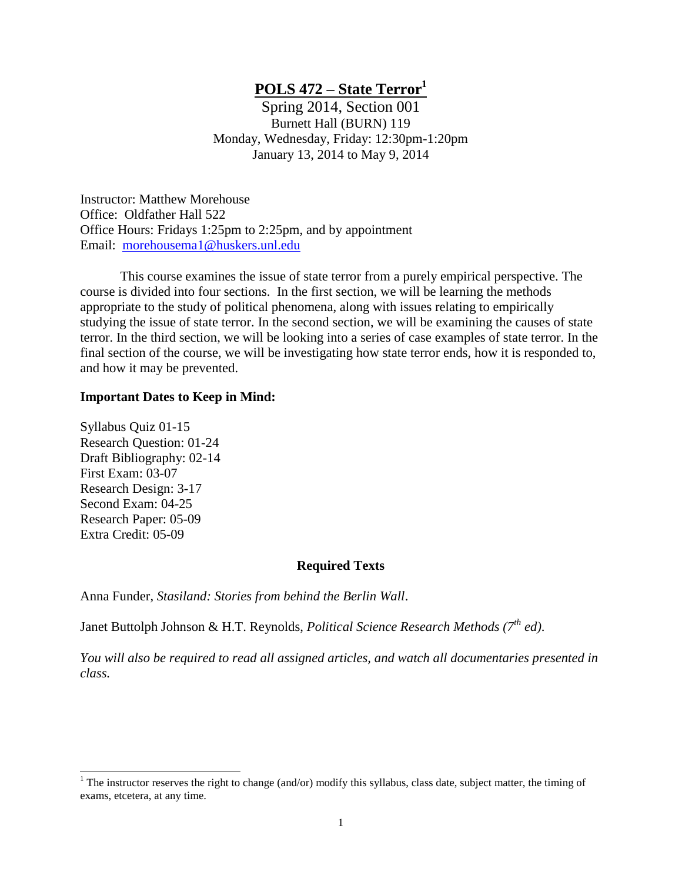# POLS 472 – State Terror[1]

Spring 2014, Section 001
Burnett Hall (BURN) 119
Monday, Wednesday, Friday: 12:30pm-1:20pm
January 13, 2014 to May 9, 2014

Instructor: Matthew Morehouse
Office: Oldfather Hall 522
Office Hours: Fridays 1:25pm to 2:25pm, and by appointment
Email: morehousema1@huskers.unl.edu

This course examines the issue of state terror from a purely empirical perspective. The course is divided into four sections. In the first section, we will be learning the methods appropriate to the study of political phenomena, along with issues relating to empirically studying the issue of state terror. In the second section, we will be examining the causes of state terror. In the third section, we will be looking into a series of case examples of state terror. In the final section of the course, we will be investigating how state terror ends, how it is responded to, and how it may be prevented.

**Important Dates to Keep in Mind:**

Syllabus Quiz 01-15
Research Question: 01-24
Draft Bibliography: 02-14
First Exam: 03-07
Research Design: 3-17
Second Exam: 04-25
Research Paper: 05-09
Extra Credit: 05-09

## Required Texts

Anna Funder, *Stasiland: Stories from behind the Berlin Wall*.

Janet Buttolph Johnson & H.T. Reynolds, *Political Science Research Methods (7th ed).*

*You will also be required to read all assigned articles, and watch all documentaries presented in class.*

[1] The instructor reserves the right to change (and/or) modify this syllabus, class date, subject matter, the timing of exams, etcetera, at any time.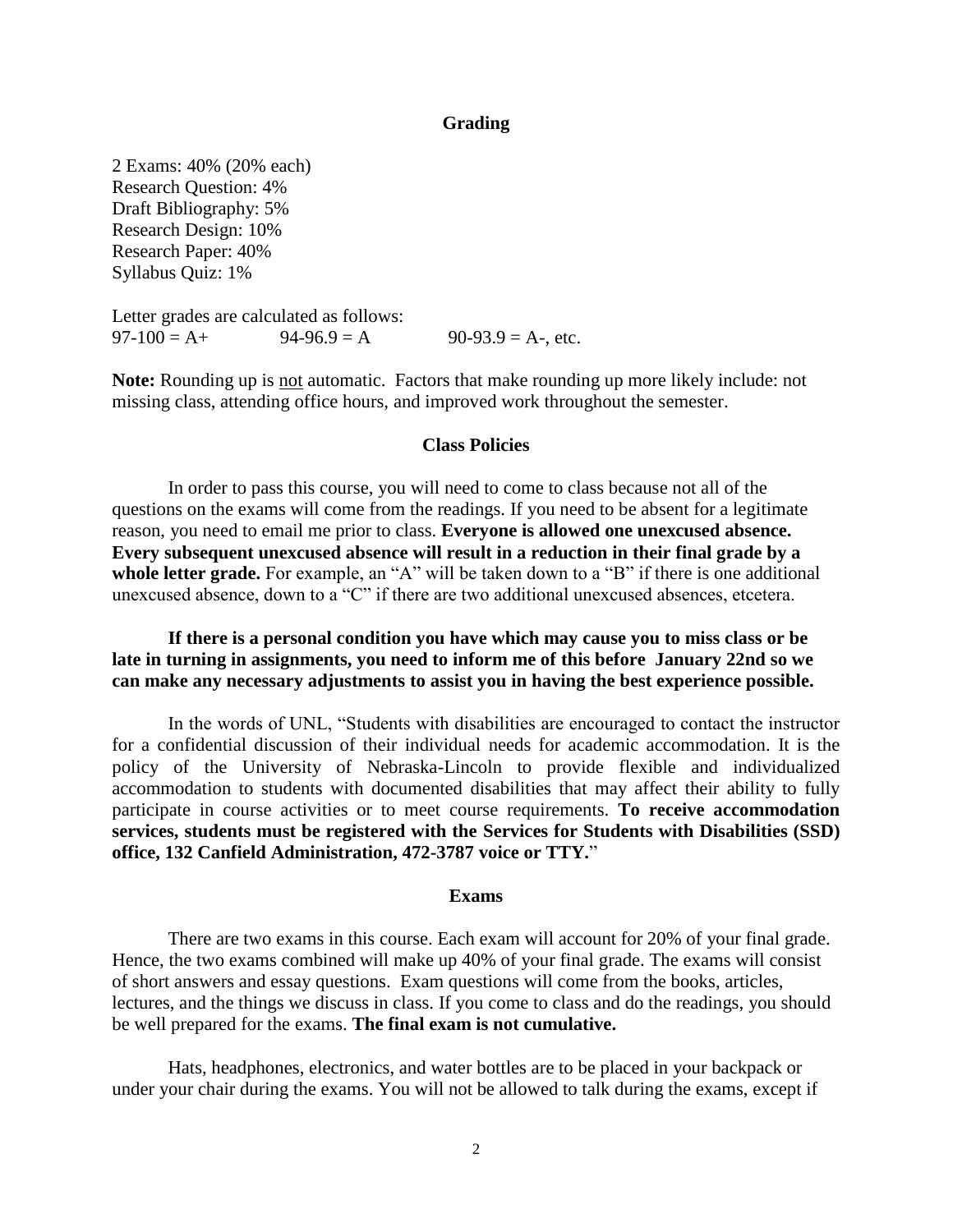## Grading

2 Exams: 40% (20% each)
Research Question: 4%
Draft Bibliography: 5%
Research Design: 10%
Research Paper: 40%
Syllabus Quiz: 1%

Letter grades are calculated as follows:
97-100 = A+ 94-96.9 = A 90-93.9 = A-, etc.

**Note:** Rounding up is <u>not</u> automatic. Factors that make rounding up more likely include: not missing class, attending office hours, and improved work throughout the semester.

## Class Policies

In order to pass this course, you will need to come to class because not all of the questions on the exams will come from the readings. If you need to be absent for a legitimate reason, you need to email me prior to class. **Everyone is allowed one unexcused absence. Every subsequent unexcused absence will result in a reduction in their final grade by a whole letter grade.** For example, an "A" will be taken down to a "B" if there is one additional unexcused absence, down to a "C" if there are two additional unexcused absences, etcetera.

**If there is a personal condition you have which may cause you to miss class or be late in turning in assignments, you need to inform me of this before January 22nd so we can make any necessary adjustments to assist you in having the best experience possible.**

In the words of UNL, "Students with disabilities are encouraged to contact the instructor for a confidential discussion of their individual needs for academic accommodation. It is the policy of the University of Nebraska-Lincoln to provide flexible and individualized accommodation to students with documented disabilities that may affect their ability to fully participate in course activities or to meet course requirements. **To receive accommodation services, students must be registered with the Services for Students with Disabilities (SSD) office, 132 Canfield Administration, 472-3787 voice or TTY.**"

## Exams

There are two exams in this course. Each exam will account for 20% of your final grade. Hence, the two exams combined will make up 40% of your final grade. The exams will consist of short answers and essay questions. Exam questions will come from the books, articles, lectures, and the things we discuss in class. If you come to class and do the readings, you should be well prepared for the exams. **The final exam is not cumulative.**

Hats, headphones, electronics, and water bottles are to be placed in your backpack or under your chair during the exams. You will not be allowed to talk during the exams, except if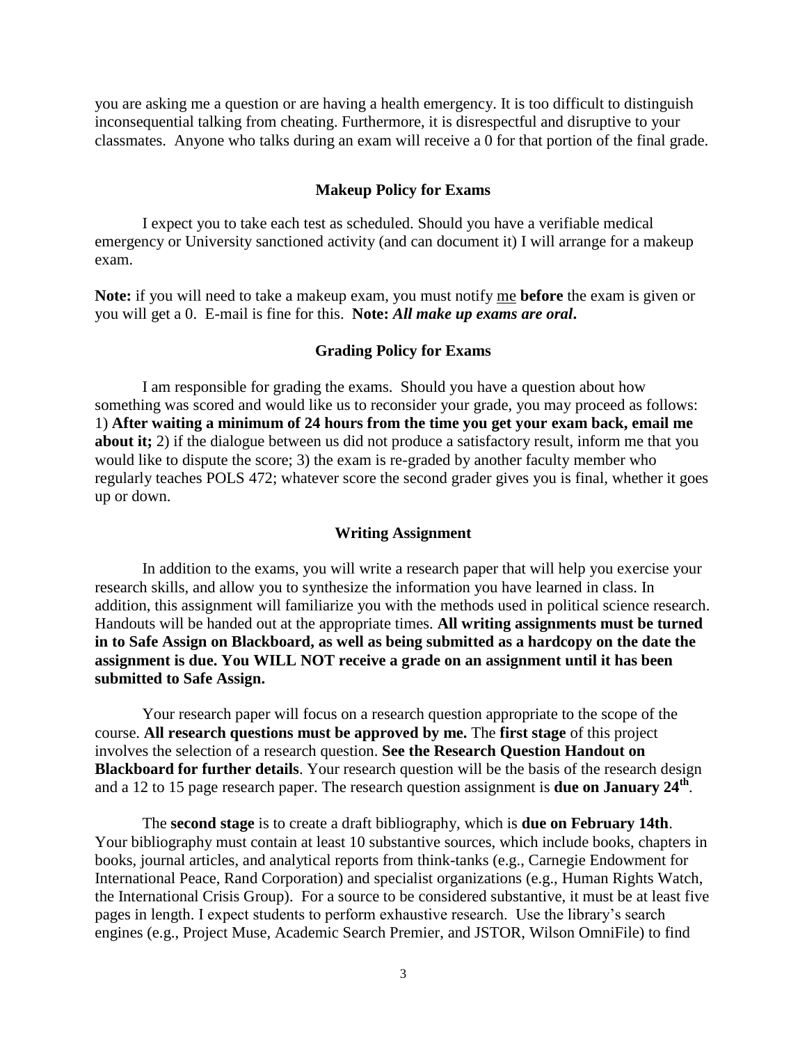you are asking me a question or are having a health emergency. It is too difficult to distinguish inconsequential talking from cheating. Furthermore, it is disrespectful and disruptive to your classmates. Anyone who talks during an exam will receive a 0 for that portion of the final grade.

### Makeup Policy for Exams

I expect you to take each test as scheduled. Should you have a verifiable medical emergency or University sanctioned activity (and can document it) I will arrange for a makeup exam.

**Note:** if you will need to take a makeup exam, you must notify me **before** the exam is given or you will get a 0. E-mail is fine for this. **Note:** ***All make up exams are oral*.**

### Grading Policy for Exams

I am responsible for grading the exams. Should you have a question about how something was scored and would like us to reconsider your grade, you may proceed as follows: 1) **After waiting a minimum of 24 hours from the time you get your exam back, email me about it;** 2) if the dialogue between us did not produce a satisfactory result, inform me that you would like to dispute the score; 3) the exam is re-graded by another faculty member who regularly teaches POLS 472; whatever score the second grader gives you is final, whether it goes up or down.

### Writing Assignment

In addition to the exams, you will write a research paper that will help you exercise your research skills, and allow you to synthesize the information you have learned in class. In addition, this assignment will familiarize you with the methods used in political science research. Handouts will be handed out at the appropriate times. **All writing assignments must be turned in to Safe Assign on Blackboard, as well as being submitted as a hardcopy on the date the assignment is due. You WILL NOT receive a grade on an assignment until it has been submitted to Safe Assign.**

Your research paper will focus on a research question appropriate to the scope of the course. **All research questions must be approved by me.** The **first stage** of this project involves the selection of a research question. **See the Research Question Handout on Blackboard for further details**. Your research question will be the basis of the research design and a 12 to 15 page research paper. The research question assignment is **due on January 24th**.

The **second stage** is to create a draft bibliography, which is **due on February 14th**. Your bibliography must contain at least 10 substantive sources, which include books, chapters in books, journal articles, and analytical reports from think-tanks (e.g., Carnegie Endowment for International Peace, Rand Corporation) and specialist organizations (e.g., Human Rights Watch, the International Crisis Group). For a source to be considered substantive, it must be at least five pages in length. I expect students to perform exhaustive research. Use the library's search engines (e.g., Project Muse, Academic Search Premier, and JSTOR, Wilson OmniFile) to find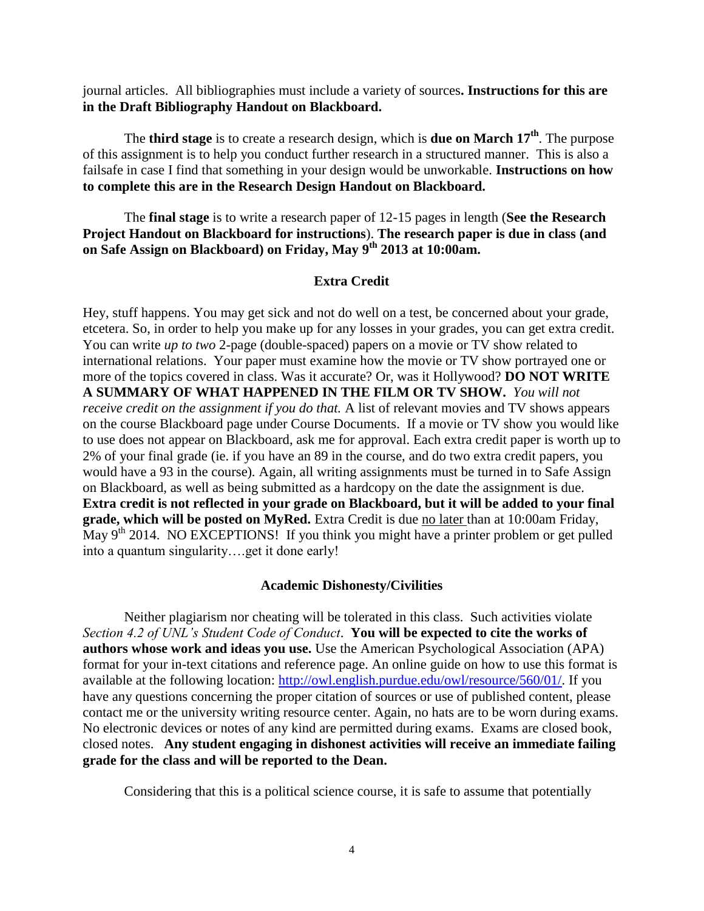journal articles. All bibliographies must include a variety of sources**. Instructions for this are in the Draft Bibliography Handout on Blackboard.**

The **third stage** is to create a research design, which is **due on March 17th**. The purpose of this assignment is to help you conduct further research in a structured manner. This is also a failsafe in case I find that something in your design would be unworkable. **Instructions on how to complete this are in the Research Design Handout on Blackboard.**

The **final stage** is to write a research paper of 12-15 pages in length (**See the Research Project Handout on Blackboard for instructions**). **The research paper is due in class (and on Safe Assign on Blackboard) on Friday, May 9th 2013 at 10:00am.**

### Extra Credit

Hey, stuff happens. You may get sick and not do well on a test, be concerned about your grade, etcetera. So, in order to help you make up for any losses in your grades, you can get extra credit. You can write *up to two* 2-page (double-spaced) papers on a movie or TV show related to international relations. Your paper must examine how the movie or TV show portrayed one or more of the topics covered in class. Was it accurate? Or, was it Hollywood? **DO NOT WRITE A SUMMARY OF WHAT HAPPENED IN THE FILM OR TV SHOW.** *You will not receive credit on the assignment if you do that.* A list of relevant movies and TV shows appears on the course Blackboard page under Course Documents. If a movie or TV show you would like to use does not appear on Blackboard, ask me for approval. Each extra credit paper is worth up to 2% of your final grade (ie. if you have an 89 in the course, and do two extra credit papers, you would have a 93 in the course). Again, all writing assignments must be turned in to Safe Assign on Blackboard, as well as being submitted as a hardcopy on the date the assignment is due. **Extra credit is not reflected in your grade on Blackboard, but it will be added to your final grade, which will be posted on MyRed.** Extra Credit is due no later than at 10:00am Friday, May 9th 2014. NO EXCEPTIONS! If you think you might have a printer problem or get pulled into a quantum singularity….get it done early!

### Academic Dishonesty/Civilities

Neither plagiarism nor cheating will be tolerated in this class. Such activities violate *Section 4.2 of UNL's Student Code of Conduct*. **You will be expected to cite the works of authors whose work and ideas you use.** Use the American Psychological Association (APA) format for your in-text citations and reference page. An online guide on how to use this format is available at the following location: http://owl.english.purdue.edu/owl/resource/560/01/. If you have any questions concerning the proper citation of sources or use of published content, please contact me or the university writing resource center. Again, no hats are to be worn during exams. No electronic devices or notes of any kind are permitted during exams. Exams are closed book, closed notes. **Any student engaging in dishonest activities will receive an immediate failing grade for the class and will be reported to the Dean.**

Considering that this is a political science course, it is safe to assume that potentially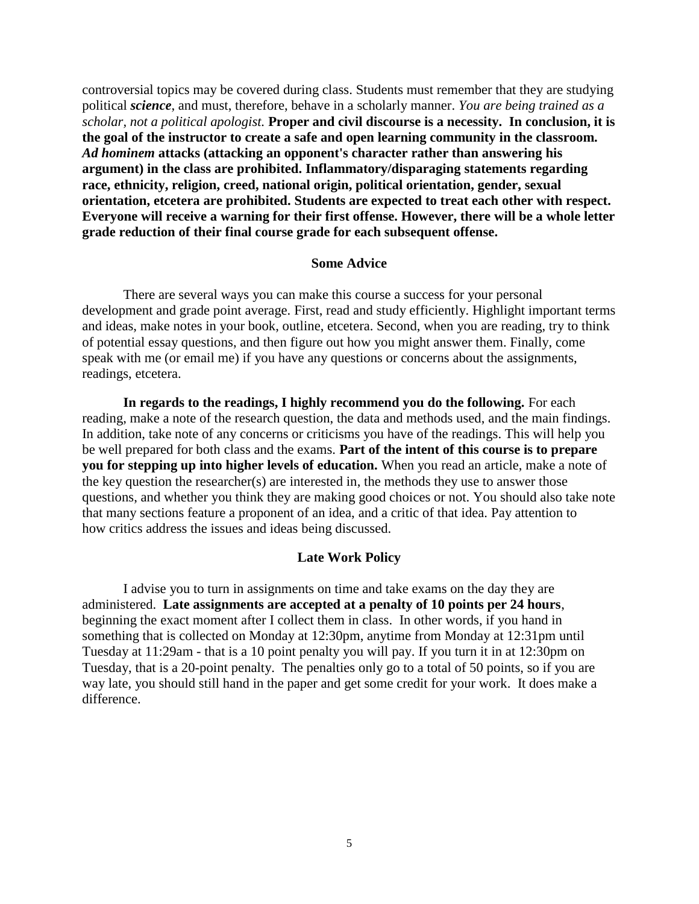controversial topics may be covered during class. Students must remember that they are studying political ***science***, and must, therefore, behave in a scholarly manner. *You are being trained as a scholar, not a political apologist.* **Proper and civil discourse is a necessity. In conclusion, it is the goal of the instructor to create a safe and open learning community in the classroom. *Ad hominem* attacks (attacking an opponent's character rather than answering his argument) in the class are prohibited. Inflammatory/disparaging statements regarding race, ethnicity, religion, creed, national origin, political orientation, gender, sexual orientation, etcetera are prohibited. Students are expected to treat each other with respect. Everyone will receive a warning for their first offense. However, there will be a whole letter grade reduction of their final course grade for each subsequent offense.**

### Some Advice

There are several ways you can make this course a success for your personal development and grade point average. First, read and study efficiently. Highlight important terms and ideas, make notes in your book, outline, etcetera. Second, when you are reading, try to think of potential essay questions, and then figure out how you might answer them. Finally, come speak with me (or email me) if you have any questions or concerns about the assignments, readings, etcetera.

**In regards to the readings, I highly recommend you do the following.** For each reading, make a note of the research question, the data and methods used, and the main findings. In addition, take note of any concerns or criticisms you have of the readings. This will help you be well prepared for both class and the exams. **Part of the intent of this course is to prepare you for stepping up into higher levels of education.** When you read an article, make a note of the key question the researcher(s) are interested in, the methods they use to answer those questions, and whether you think they are making good choices or not. You should also take note that many sections feature a proponent of an idea, and a critic of that idea. Pay attention to how critics address the issues and ideas being discussed.

### Late Work Policy

I advise you to turn in assignments on time and take exams on the day they are administered. **Late assignments are accepted at a penalty of 10 points per 24 hours**, beginning the exact moment after I collect them in class. In other words, if you hand in something that is collected on Monday at 12:30pm, anytime from Monday at 12:31pm until Tuesday at 11:29am - that is a 10 point penalty you will pay. If you turn it in at 12:30pm on Tuesday, that is a 20-point penalty. The penalties only go to a total of 50 points, so if you are way late, you should still hand in the paper and get some credit for your work. It does make a difference.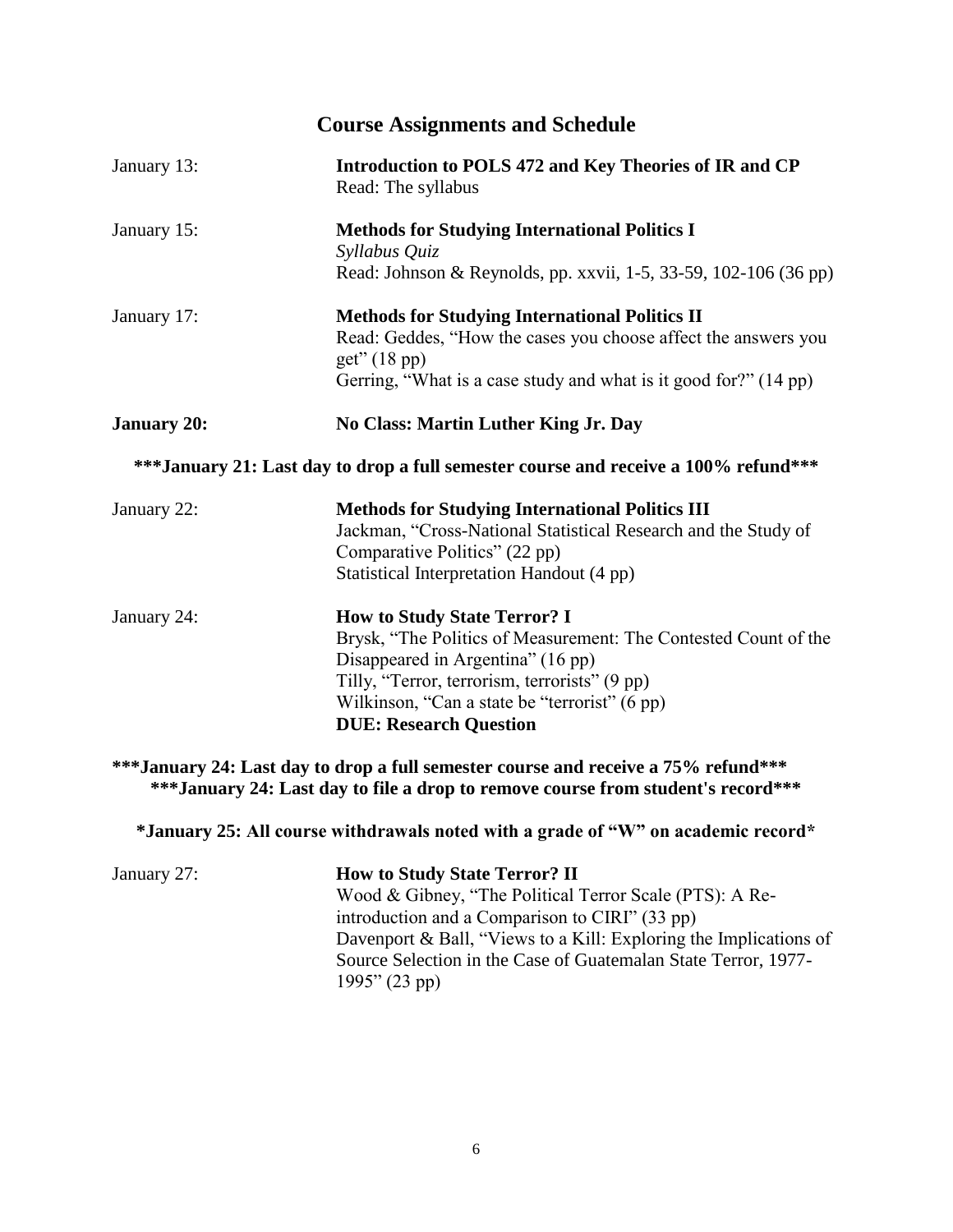## Course Assignments and Schedule

January 13: **Introduction to POLS 472 and Key Theories of IR and CP**
Read: The syllabus

January 15: **Methods for Studying International Politics I**
*Syllabus Quiz*
Read: Johnson & Reynolds, pp. xxvii, 1-5, 33-59, 102-106 (36 pp)

January 17: **Methods for Studying International Politics II**
Read: Geddes, "How the cases you choose affect the answers you get" (18 pp)
Gerring, "What is a case study and what is it good for?" (14 pp)

**January 20: No Class: Martin Luther King Jr. Day**

**\*\*\*January 21: Last day to drop a full semester course and receive a 100% refund\*\*\***

January 22: **Methods for Studying International Politics III**
Jackman, "Cross-National Statistical Research and the Study of Comparative Politics" (22 pp)
Statistical Interpretation Handout (4 pp)

January 24: **How to Study State Terror? I**
Brysk, "The Politics of Measurement: The Contested Count of the Disappeared in Argentina" (16 pp)
Tilly, "Terror, terrorism, terrorists" (9 pp)
Wilkinson, "Can a state be "terrorist" (6 pp)
**DUE: Research Question**

**\*\*\*January 24: Last day to drop a full semester course and receive a 75% refund\*\*\***
**\*\*\*January 24: Last day to file a drop to remove course from student's record\*\*\***

**\*January 25: All course withdrawals noted with a grade of "W" on academic record\***

January 27: **How to Study State Terror? II**
Wood & Gibney, "The Political Terror Scale (PTS): A Re-introduction and a Comparison to CIRI" (33 pp)
Davenport & Ball, "Views to a Kill: Exploring the Implications of Source Selection in the Case of Guatemalan State Terror, 1977-1995" (23 pp)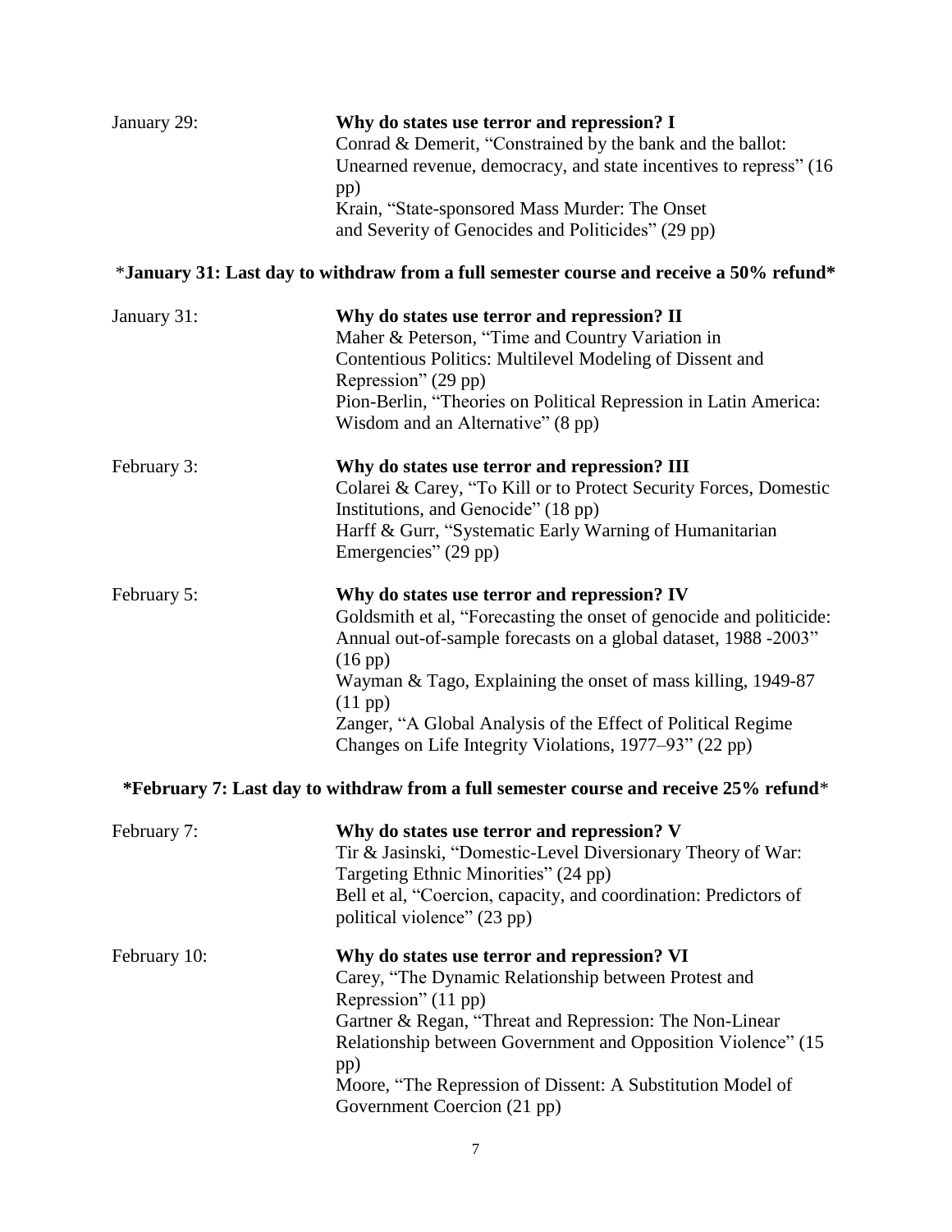January 29: **Why do states use terror and repression? I**
Conrad & Demerit, "Constrained by the bank and the ballot: Unearned revenue, democracy, and state incentives to repress" (16 pp)
Krain, "State-sponsored Mass Murder: The Onset and Severity of Genocides and Politicides" (29 pp)

***January 31: Last day to withdraw from a full semester course and receive a 50% refund***

January 31: **Why do states use terror and repression? II**
Maher & Peterson, "Time and Country Variation in Contentious Politics: Multilevel Modeling of Dissent and Repression" (29 pp)
Pion-Berlin, "Theories on Political Repression in Latin America: Wisdom and an Alternative" (8 pp)

February 3: **Why do states use terror and repression? III**
Colarei & Carey, "To Kill or to Protect Security Forces, Domestic Institutions, and Genocide" (18 pp)
Harff & Gurr, "Systematic Early Warning of Humanitarian Emergencies" (29 pp)

February 5: **Why do states use terror and repression? IV**
Goldsmith et al, "Forecasting the onset of genocide and politicide: Annual out-of-sample forecasts on a global dataset, 1988 -2003" (16 pp)
Wayman & Tago, Explaining the onset of mass killing, 1949-87 (11 pp)
Zanger, "A Global Analysis of the Effect of Political Regime Changes on Life Integrity Violations, 1977–93" (22 pp)

***February 7: Last day to withdraw from a full semester course and receive 25% refund***

February 7: **Why do states use terror and repression? V**
Tir & Jasinski, "Domestic-Level Diversionary Theory of War: Targeting Ethnic Minorities" (24 pp)
Bell et al, "Coercion, capacity, and coordination: Predictors of political violence" (23 pp)

February 10: **Why do states use terror and repression? VI**
Carey, "The Dynamic Relationship between Protest and Repression" (11 pp)
Gartner & Regan, "Threat and Repression: The Non-Linear Relationship between Government and Opposition Violence" (15 pp)
Moore, "The Repression of Dissent: A Substitution Model of Government Coercion (21 pp)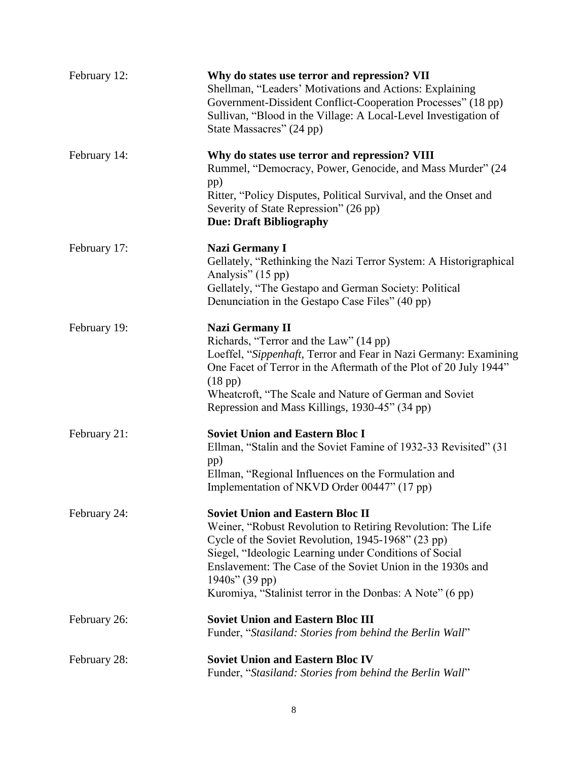February 12: **Why do states use terror and repression? VII**
Shellman, "Leaders' Motivations and Actions: Explaining Government-Dissident Conflict-Cooperation Processes" (18 pp)
Sullivan, "Blood in the Village: A Local-Level Investigation of State Massacres" (24 pp)

February 14: **Why do states use terror and repression? VIII**
Rummel, "Democracy, Power, Genocide, and Mass Murder" (24 pp)
Ritter, "Policy Disputes, Political Survival, and the Onset and Severity of State Repression" (26 pp)
**Due: Draft Bibliography**

February 17: **Nazi Germany I**
Gellately, "Rethinking the Nazi Terror System: A Historigraphical Analysis" (15 pp)
Gellately, "The Gestapo and German Society: Political Denunciation in the Gestapo Case Files" (40 pp)

February 19: **Nazi Germany II**
Richards, "Terror and the Law" (14 pp)
Loeffel, "*Sippenhaft*, Terror and Fear in Nazi Germany: Examining One Facet of Terror in the Aftermath of the Plot of 20 July 1944" (18 pp)
Wheatcroft, "The Scale and Nature of German and Soviet Repression and Mass Killings, 1930-45" (34 pp)

February 21: **Soviet Union and Eastern Bloc I**
Ellman, "Stalin and the Soviet Famine of 1932-33 Revisited" (31 pp)
Ellman, "Regional Influences on the Formulation and Implementation of NKVD Order 00447" (17 pp)

February 24: **Soviet Union and Eastern Bloc II**
Weiner, "Robust Revolution to Retiring Revolution: The Life Cycle of the Soviet Revolution, 1945-1968" (23 pp)
Siegel, "Ideologic Learning under Conditions of Social Enslavement: The Case of the Soviet Union in the 1930s and 1940s" (39 pp)
Kuromiya, "Stalinist terror in the Donbas: A Note" (6 pp)

February 26: **Soviet Union and Eastern Bloc III**
Funder, "*Stasiland: Stories from behind the Berlin Wall*"

February 28: **Soviet Union and Eastern Bloc IV**
Funder, "*Stasiland: Stories from behind the Berlin Wall*"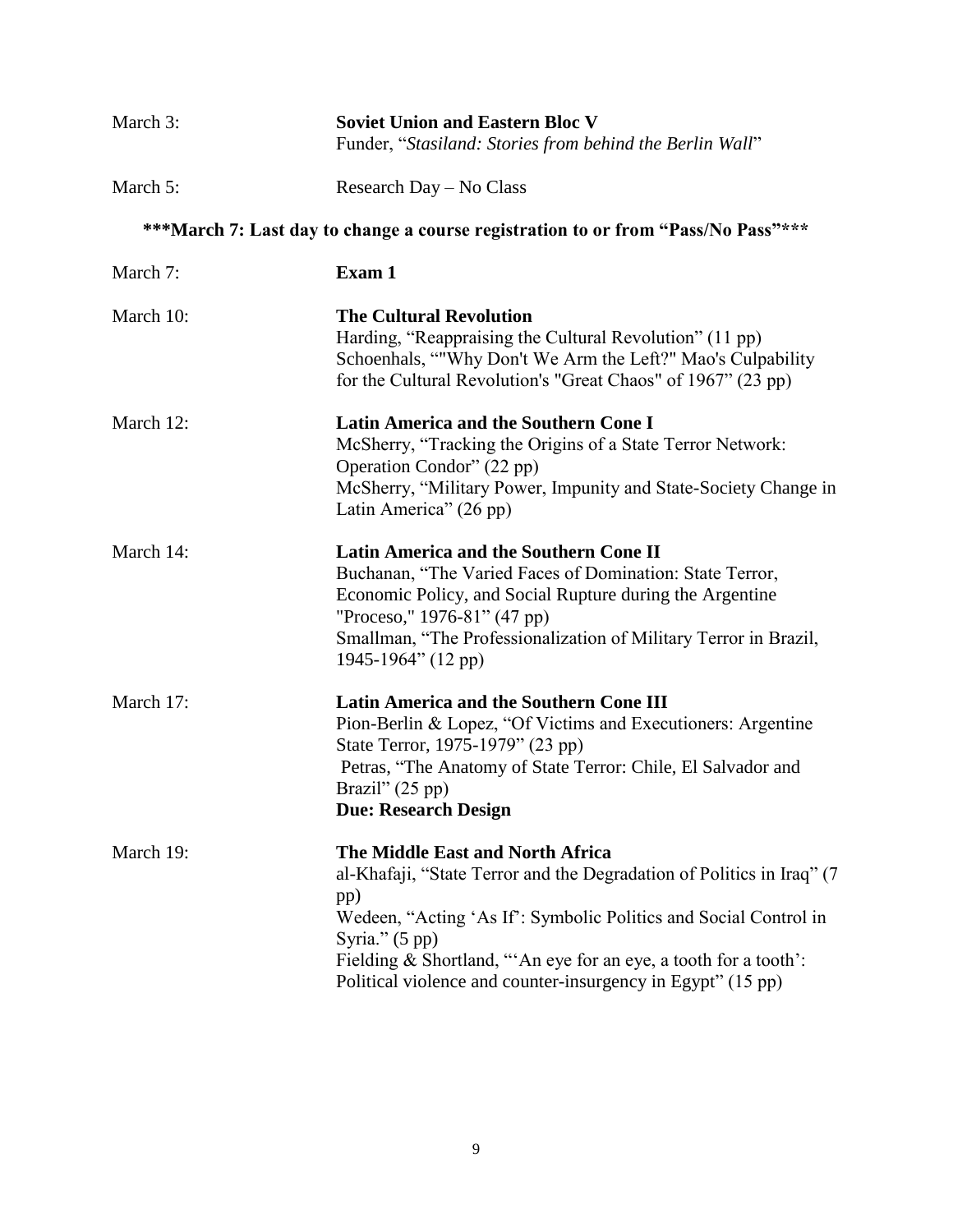March 3: **Soviet Union and Eastern Bloc V**
Funder, "*Stasiland: Stories from behind the Berlin Wall*"

March 5: Research Day – No Class

**\*\*\*March 7: Last day to change a course registration to or from "Pass/No Pass"\*\*\***

March 7: **Exam 1**

March 10: **The Cultural Revolution**
Harding, "Reappraising the Cultural Revolution" (11 pp)
Schoenhals, ""Why Don't We Arm the Left?" Mao's Culpability for the Cultural Revolution's "Great Chaos" of 1967" (23 pp)

March 12: **Latin America and the Southern Cone I**
McSherry, "Tracking the Origins of a State Terror Network: Operation Condor" (22 pp)
McSherry, "Military Power, Impunity and State-Society Change in Latin America" (26 pp)

March 14: **Latin America and the Southern Cone II**
Buchanan, "The Varied Faces of Domination: State Terror, Economic Policy, and Social Rupture during the Argentine "Proceso," 1976-81" (47 pp)
Smallman, "The Professionalization of Military Terror in Brazil, 1945-1964" (12 pp)

March 17: **Latin America and the Southern Cone III**
Pion-Berlin & Lopez, "Of Victims and Executioners: Argentine State Terror, 1975-1979" (23 pp)
Petras, "The Anatomy of State Terror: Chile, El Salvador and Brazil" (25 pp)
**Due: Research Design**

March 19: **The Middle East and North Africa**
al-Khafaji, "State Terror and the Degradation of Politics in Iraq" (7 pp)
Wedeen, "Acting 'As If': Symbolic Politics and Social Control in Syria." (5 pp)
Fielding & Shortland, "'An eye for an eye, a tooth for a tooth': Political violence and counter-insurgency in Egypt" (15 pp)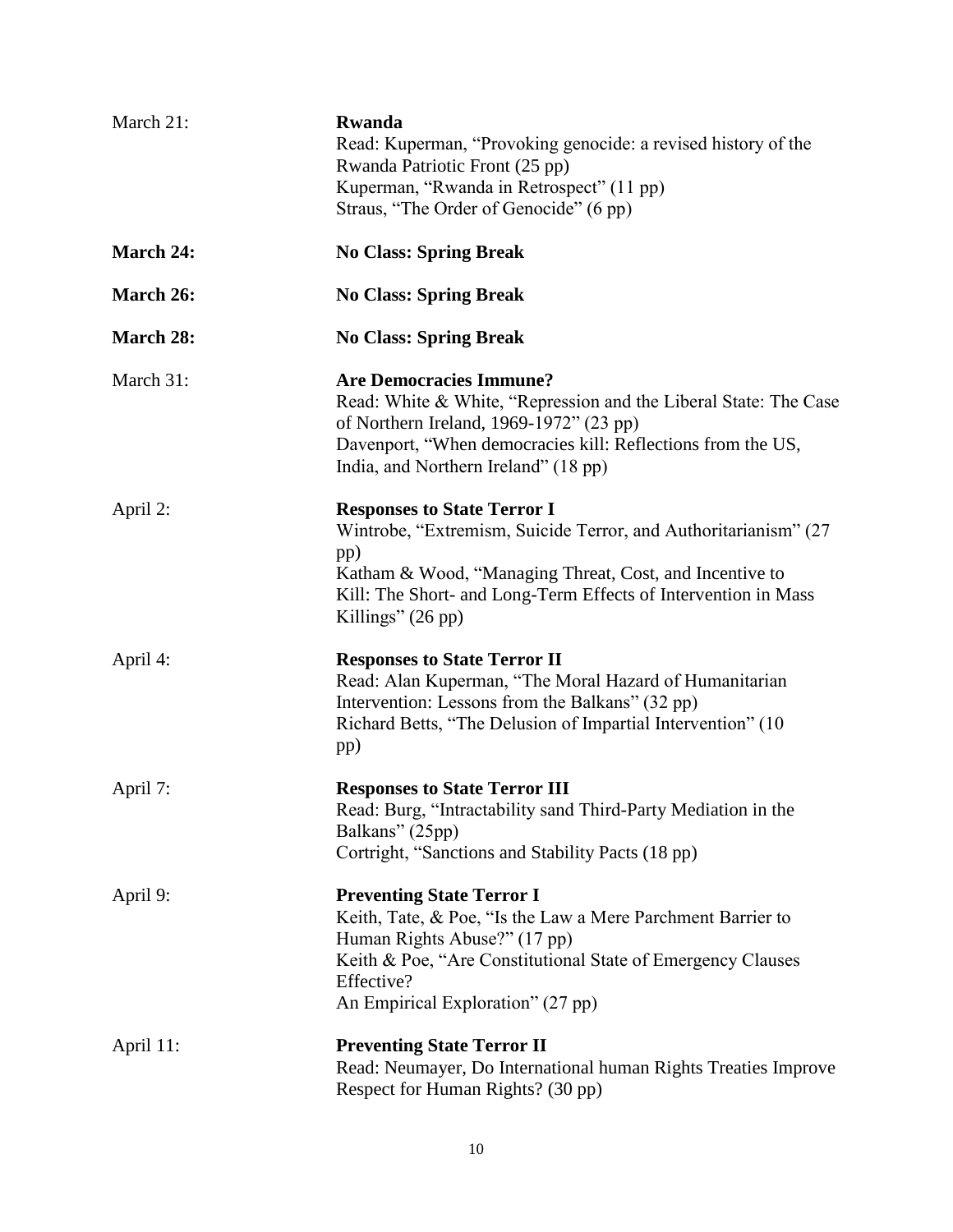March 21: **Rwanda**
Read: Kuperman, "Provoking genocide: a revised history of the Rwanda Patriotic Front (25 pp)
Kuperman, "Rwanda in Retrospect" (11 pp)
Straus, "The Order of Genocide" (6 pp)

**March 24: No Class: Spring Break**

**March 26: No Class: Spring Break**

**March 28: No Class: Spring Break**

March 31: **Are Democracies Immune?**
Read: White & White, "Repression and the Liberal State: The Case of Northern Ireland, 1969-1972" (23 pp)
Davenport, "When democracies kill: Reflections from the US, India, and Northern Ireland" (18 pp)

April 2: **Responses to State Terror I**
Wintrobe, "Extremism, Suicide Terror, and Authoritarianism" (27 pp)
Katham & Wood, "Managing Threat, Cost, and Incentive to Kill: The Short- and Long-Term Effects of Intervention in Mass Killings" (26 pp)

April 4: **Responses to State Terror II**
Read: Alan Kuperman, "The Moral Hazard of Humanitarian Intervention: Lessons from the Balkans" (32 pp)
Richard Betts, "The Delusion of Impartial Intervention" (10 pp)

April 7: **Responses to State Terror III**
Read: Burg, "Intractability sand Third-Party Mediation in the Balkans" (25pp)
Cortright, "Sanctions and Stability Pacts (18 pp)

April 9: **Preventing State Terror I**
Keith, Tate, & Poe, "Is the Law a Mere Parchment Barrier to Human Rights Abuse?" (17 pp)
Keith & Poe, "Are Constitutional State of Emergency Clauses Effective?
An Empirical Exploration" (27 pp)

April 11: **Preventing State Terror II**
Read: Neumayer, Do International human Rights Treaties Improve Respect for Human Rights? (30 pp)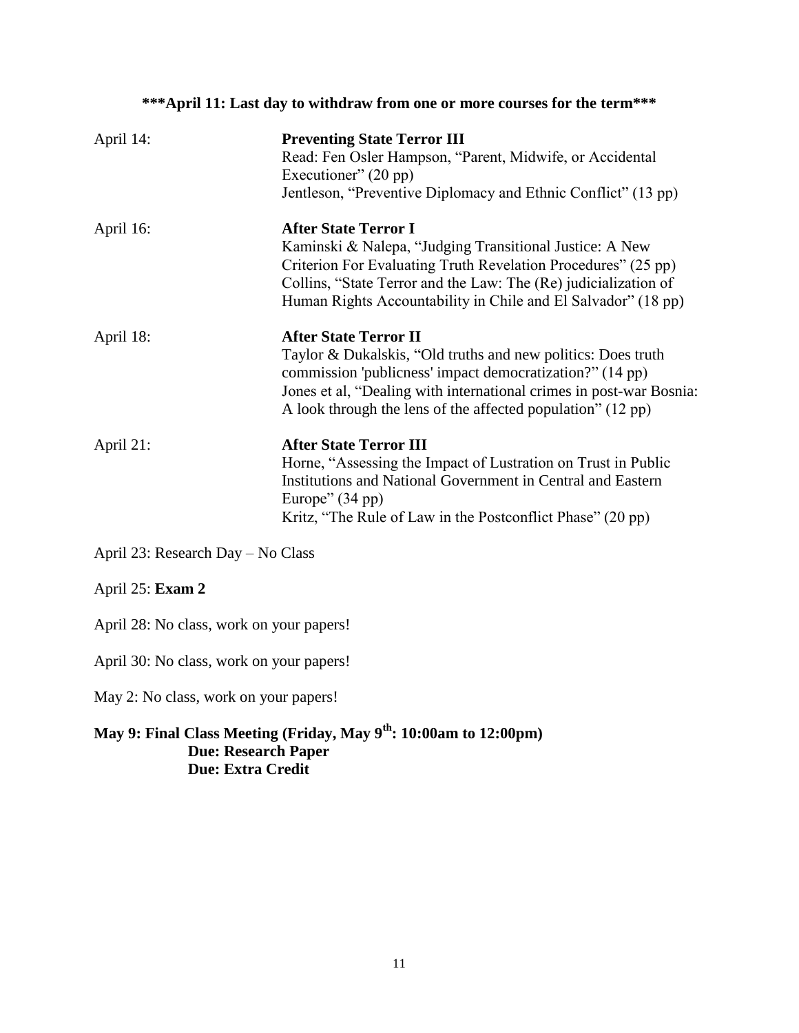**\*\*\*April 11: Last day to withdraw from one or more courses for the term\*\*\***

April 14: **Preventing State Terror III**
Read: Fen Osler Hampson, "Parent, Midwife, or Accidental Executioner" (20 pp)
Jentleson, "Preventive Diplomacy and Ethnic Conflict" (13 pp)

April 16: **After State Terror I**
Kaminski & Nalepa, "Judging Transitional Justice: A New Criterion For Evaluating Truth Revelation Procedures" (25 pp)
Collins, "State Terror and the Law: The (Re) judicialization of Human Rights Accountability in Chile and El Salvador" (18 pp)

April 18: **After State Terror II**
Taylor & Dukalskis, "Old truths and new politics: Does truth commission 'publicness' impact democratization?" (14 pp)
Jones et al, "Dealing with international crimes in post-war Bosnia: A look through the lens of the affected population" (12 pp)

April 21: **After State Terror III**
Horne, "Assessing the Impact of Lustration on Trust in Public Institutions and National Government in Central and Eastern Europe" (34 pp)
Kritz, "The Rule of Law in the Postconflict Phase" (20 pp)

April 23: Research Day – No Class

April 25: **Exam 2**

April 28: No class, work on your papers!

April 30: No class, work on your papers!

May 2: No class, work on your papers!

**May 9: Final Class Meeting (Friday, May 9th: 10:00am to 12:00pm)**
**Due: Research Paper**
**Due: Extra Credit**